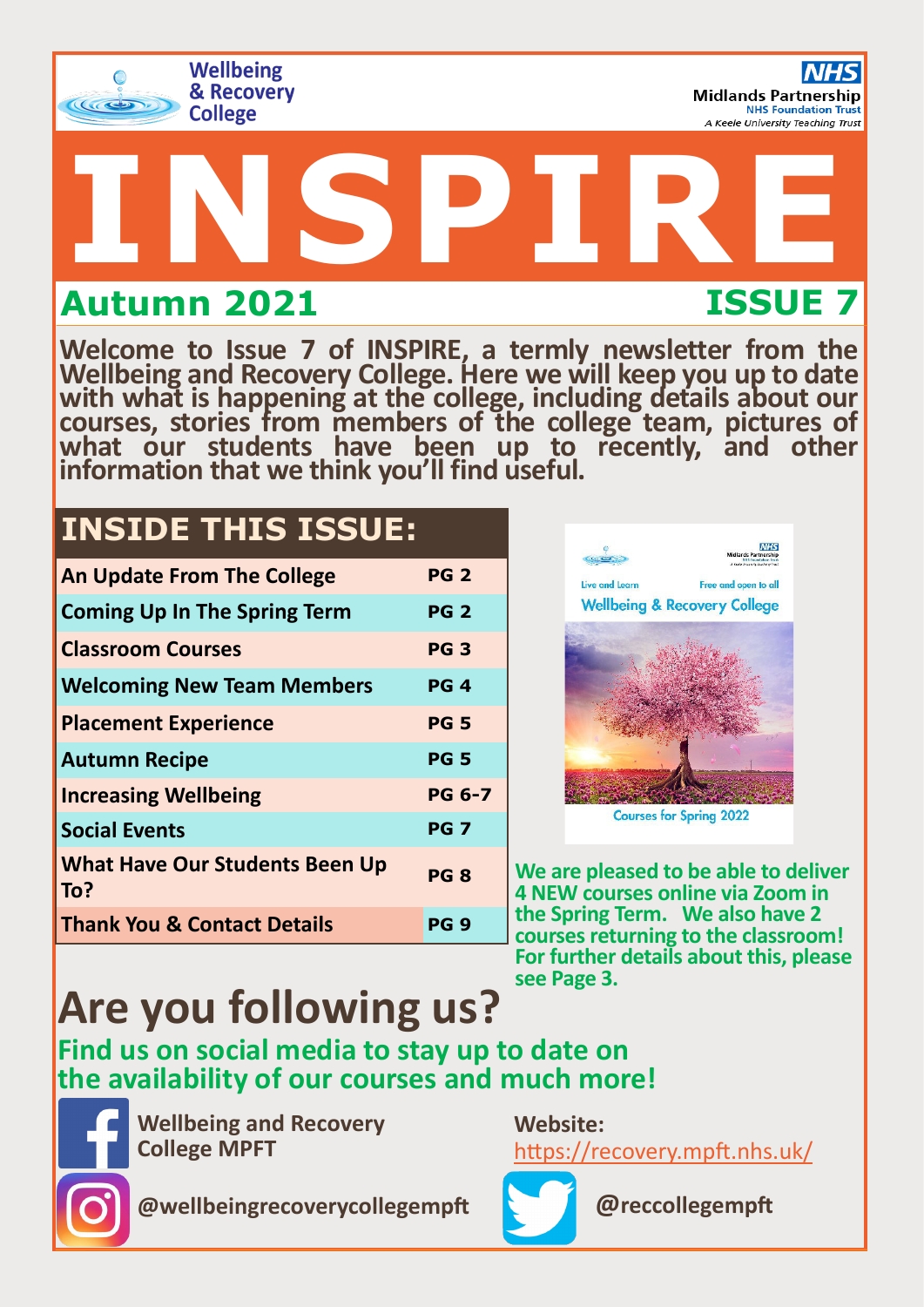Wellbeing & Recovery College

NHS Midlands Partnership NHS Foundation Trust
*A Keele University Teaching Trust*

# INSPIRE

## Autumn 2021 — ISSUE 7

**Welcome to Issue 7 of INSPIRE, a termly newsletter from the Wellbeing and Recovery College. Here we will keep you up to date with what is happening at the college, including details about our courses, stories from members of the college team, pictures of what our students have been up to recently, and other information that we think you'll find useful.**

## INSIDE THIS ISSUE:

| Section | Page |
|---|---|
| An Update From The College | PG 2 |
| Coming Up In The Spring Term | PG 2 |
| Classroom Courses | PG 3 |
| Welcoming New Team Members | PG 4 |
| Placement Experience | PG 5 |
| Autumn Recipe | PG 5 |
| Increasing Wellbeing | PG 6-7 |
| Social Events | PG 7 |
| What Have Our Students Been Up To? | PG 8 |
| Thank You & Contact Details | PG 9 |

Live and Learn — Free and open to all
Wellbeing & Recovery College
Courses for Spring 2022

**We are pleased to be able to deliver 4 NEW courses online via Zoom in the Spring Term. We also have 2 courses returning to the classroom! For further details about this, please see Page 3.**

# Are you following us?

**Find us on social media to stay up to date on the availability of our courses and much more!**

**Facebook:** Wellbeing and Recovery College MPFT

**Website:** https://recovery.mpft.nhs.uk/

**Instagram:** @wellbeingrecoverycollegempft

**Twitter:** @reccollegempft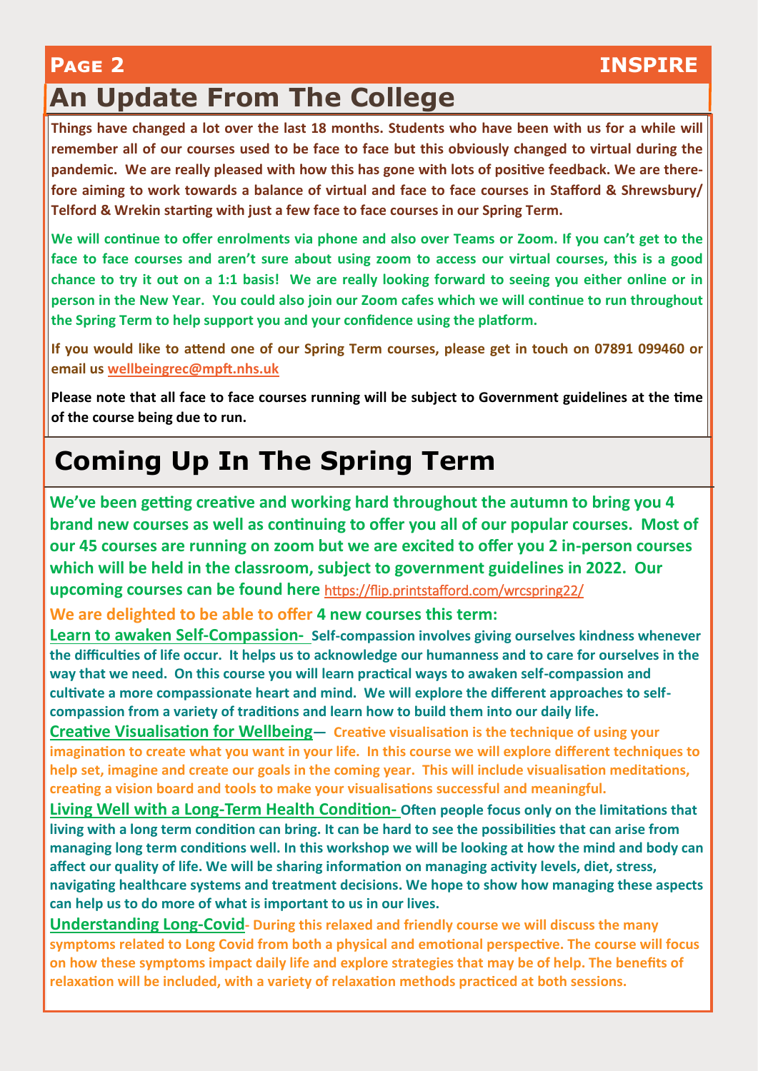## An Update From The College

**Things have changed a lot over the last 18 months. Students who have been with us for a while will remember all of our courses used to be face to face but this obviously changed to virtual during the pandemic. We are really pleased with how this has gone with lots of positive feedback. We are therefore aiming to work towards a balance of virtual and face to face courses in Stafford & Shrewsbury/ Telford & Wrekin starting with just a few face to face courses in our Spring Term.**

**We will continue to offer enrolments via phone and also over Teams or Zoom. If you can't get to the face to face courses and aren't sure about using zoom to access our virtual courses, this is a good chance to try it out on a 1:1 basis! We are really looking forward to seeing you either online or in person in the New Year. You could also join our Zoom cafes which we will continue to run throughout the Spring Term to help support you and your confidence using the platform.**

**If you would like to attend one of our Spring Term courses, please get in touch on 07891 099460 or email us wellbeingrec@mpft.nhs.uk**

**Please note that all face to face courses running will be subject to Government guidelines at the time of the course being due to run.**

## Coming Up In The Spring Term

**We've been getting creative and working hard throughout the autumn to bring you 4 brand new courses as well as continuing to offer you all of our popular courses. Most of our 45 courses are running on zoom but we are excited to offer you 2 in-person courses which will be held in the classroom, subject to government guidelines in 2022. Our upcoming courses can be found here** https://flip.printstafford.com/wrcspring22/

**We are delighted to be able to offer 4 new courses this term:**

**Learn to awaken Self-Compassion-** **Self-compassion involves giving ourselves kindness whenever the difficulties of life occur. It helps us to acknowledge our humanness and to care for ourselves in the way that we need. On this course you will learn practical ways to awaken self-compassion and cultivate a more compassionate heart and mind. We will explore the different approaches to self-compassion from a variety of traditions and learn how to build them into our daily life.**

**Creative Visualisation for Wellbeing—** **Creative visualisation is the technique of using your imagination to create what you want in your life. In this course we will explore different techniques to help set, imagine and create our goals in the coming year. This will include visualisation meditations, creating a vision board and tools to make your visualisations successful and meaningful.**

**Living Well with a Long-Term Health Condition-** **Often people focus only on the limitations that living with a long term condition can bring. It can be hard to see the possibilities that can arise from managing long term conditions well. In this workshop we will be looking at how the mind and body can affect our quality of life. We will be sharing information on managing activity levels, diet, stress, navigating healthcare systems and treatment decisions. We hope to show how managing these aspects can help us to do more of what is important to us in our lives.**

**Understanding Long-Covid-** **During this relaxed and friendly course we will discuss the many symptoms related to Long Covid from both a physical and emotional perspective. The course will focus on how these symptoms impact daily life and explore strategies that may be of help. The benefits of relaxation will be included, with a variety of relaxation methods practiced at both sessions.**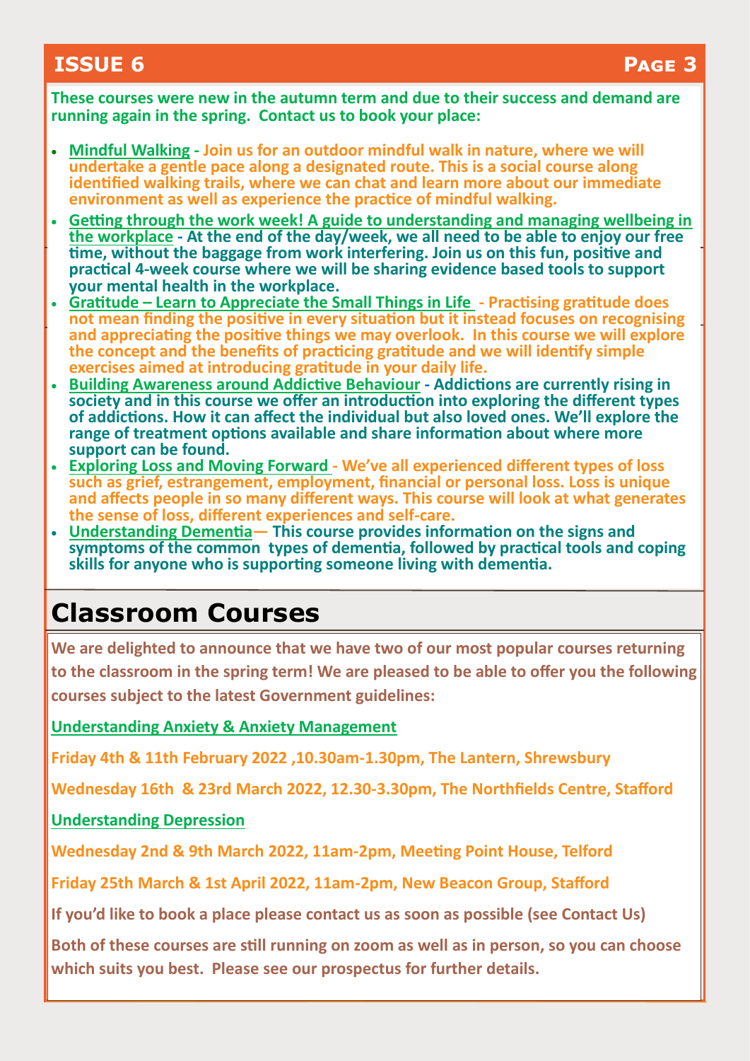**These courses were new in the autumn term and due to their success and demand are running again in the spring. Contact us to book your place:**

- **Mindful Walking - Join us for an outdoor mindful walk in nature, where we will undertake a gentle pace along a designated route. This is a social course along identified walking trails, where we can chat and learn more about our immediate environment as well as experience the practice of mindful walking.**
- **Getting through the work week! A guide to understanding and managing wellbeing in the workplace - At the end of the day/week, we all need to be able to enjoy our free time, without the baggage from work interfering. Join us on this fun, positive and practical 4-week course where we will be sharing evidence based tools to support your mental health in the workplace.**
- **Gratitude – Learn to Appreciate the Small Things in Life - Practising gratitude does not mean finding the positive in every situation but it instead focuses on recognising and appreciating the positive things we may overlook. In this course we will explore the concept and the benefits of practicing gratitude and we will identify simple exercises aimed at introducing gratitude in your daily life.**
- **Building Awareness around Addictive Behaviour - Addictions are currently rising in society and in this course we offer an introduction into exploring the different types of addictions. How it can affect the individual but also loved ones. We'll explore the range of treatment options available and share information about where more support can be found.**
- **Exploring Loss and Moving Forward - We've all experienced different types of loss such as grief, estrangement, employment, financial or personal loss. Loss is unique and affects people in so many different ways. This course will look at what generates the sense of loss, different experiences and self-care.**
- **Understanding Dementia— This course provides information on the signs and symptoms of the common types of dementia, followed by practical tools and coping skills for anyone who is supporting someone living with dementia.**

# Classroom Courses

**We are delighted to announce that we have two of our most popular courses returning to the classroom in the spring term! We are pleased to be able to offer you the following courses subject to the latest Government guidelines:**

**Understanding Anxiety & Anxiety Management**

**Friday 4th & 11th February 2022 ,10.30am-1.30pm, The Lantern, Shrewsbury**

**Wednesday 16th & 23rd March 2022, 12.30-3.30pm, The Northfields Centre, Stafford**

**Understanding Depression**

**Wednesday 2nd & 9th March 2022, 11am-2pm, Meeting Point House, Telford**

**Friday 25th March & 1st April 2022, 11am-2pm, New Beacon Group, Stafford**

**If you'd like to book a place please contact us as soon as possible (see Contact Us)**

**Both of these courses are still running on zoom as well as in person, so you can choose which suits you best. Please see our prospectus for further details.**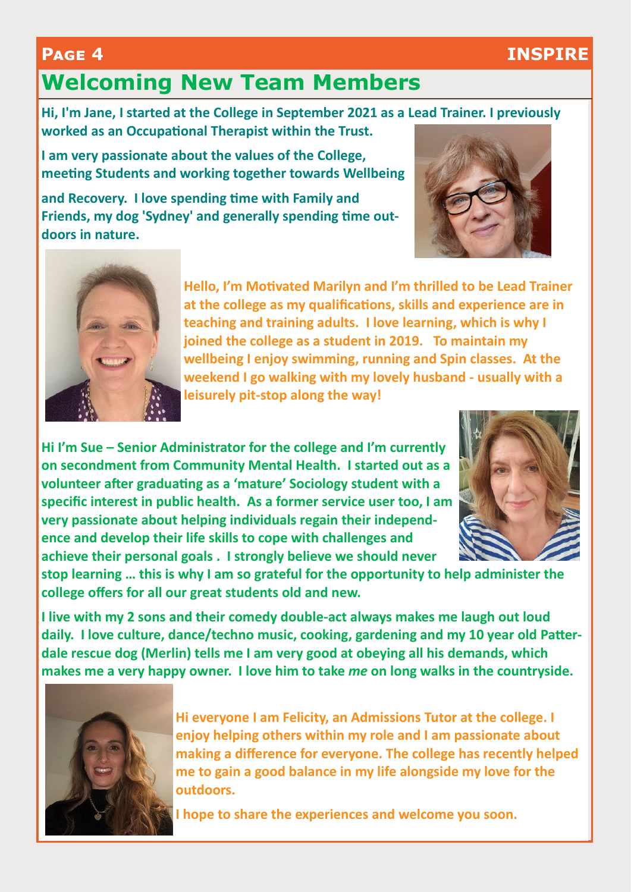# Welcoming New Team Members

Hi, I'm Jane, I started at the College in September 2021 as a Lead Trainer. I previously worked as an Occupational Therapist within the Trust.

I am very passionate about the values of the College, meeting Students and working together towards Wellbeing and Recovery. I love spending time with Family and Friends, my dog 'Sydney' and generally spending time outdoors in nature.

Hello, I'm Motivated Marilyn and I'm thrilled to be Lead Trainer at the college as my qualifications, skills and experience are in teaching and training adults. I love learning, which is why I joined the college as a student in 2019. To maintain my wellbeing I enjoy swimming, running and Spin classes. At the weekend I go walking with my lovely husband - usually with a leisurely pit-stop along the way!

Hi I'm Sue – Senior Administrator for the college and I'm currently on secondment from Community Mental Health. I started out as a volunteer after graduating as a 'mature' Sociology student with a specific interest in public health. As a former service user too, I am very passionate about helping individuals regain their independence and develop their life skills to cope with challenges and achieve their personal goals . I strongly believe we should never stop learning … this is why I am so grateful for the opportunity to help administer the college offers for all our great students old and new.

I live with my 2 sons and their comedy double-act always makes me laugh out loud daily. I love culture, dance/techno music, cooking, gardening and my 10 year old Patterdale rescue dog (Merlin) tells me I am very good at obeying all his demands, which makes me a very happy owner. I love him to take *me* on long walks in the countryside.

Hi everyone I am Felicity, an Admissions Tutor at the college. I enjoy helping others within my role and I am passionate about making a difference for everyone. The college has recently helped me to gain a good balance in my life alongside my love for the outdoors.

I hope to share the experiences and welcome you soon.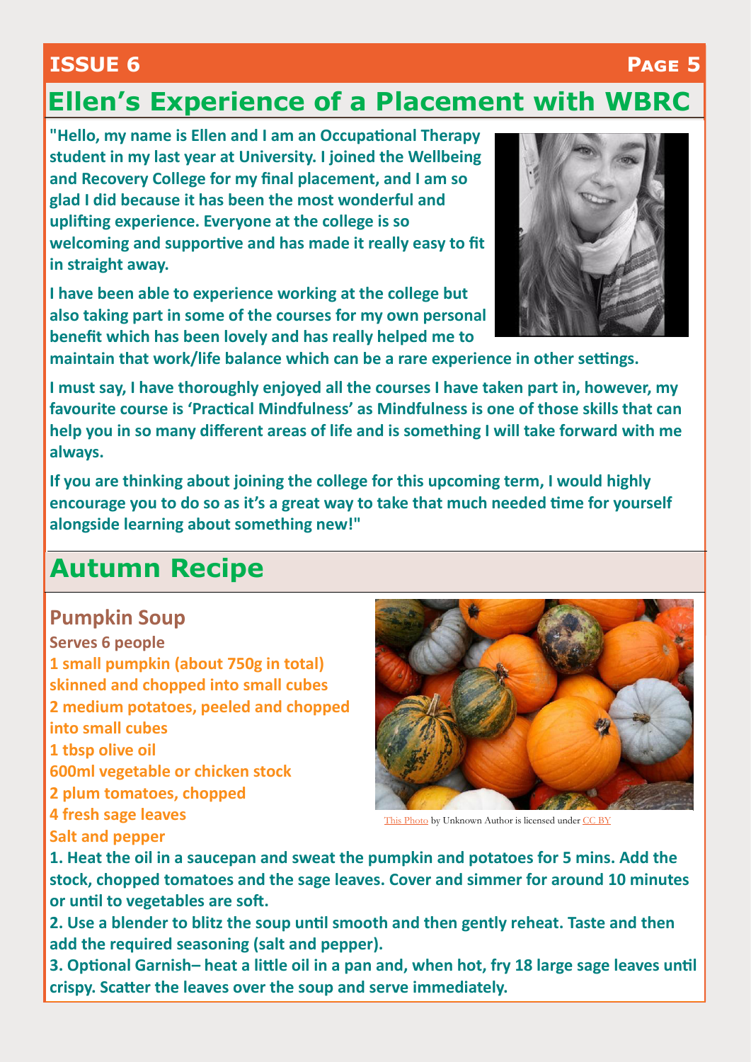## Ellen's Experience of a Placement with WBRC

**"Hello, my name is Ellen and I am an Occupational Therapy student in my last year at University. I joined the Wellbeing and Recovery College for my final placement, and I am so glad I did because it has been the most wonderful and uplifting experience. Everyone at the college is so welcoming and supportive and has made it really easy to fit in straight away.**

**I have been able to experience working at the college but also taking part in some of the courses for my own personal benefit which has been lovely and has really helped me to maintain that work/life balance which can be a rare experience in other settings.**

**I must say, I have thoroughly enjoyed all the courses I have taken part in, however, my favourite course is 'Practical Mindfulness' as Mindfulness is one of those skills that can help you in so many different areas of life and is something I will take forward with me always.**

**If you are thinking about joining the college for this upcoming term, I would highly encourage you to do so as it's a great way to take that much needed time for yourself alongside learning about something new!"**

## Autumn Recipe

### Pumpkin Soup

**Serves 6 people**

**1 small pumpkin (about 750g in total) skinned and chopped into small cubes**
**2 medium potatoes, peeled and chopped into small cubes**
**1 tbsp olive oil**
**600ml vegetable or chicken stock**
**2 plum tomatoes, chopped**
**4 fresh sage leaves**
**Salt and pepper**

This Photo by Unknown Author is licensed under CC BY

**1. Heat the oil in a saucepan and sweat the pumpkin and potatoes for 5 mins. Add the stock, chopped tomatoes and the sage leaves. Cover and simmer for around 10 minutes or until to vegetables are soft.**

**2. Use a blender to blitz the soup until smooth and then gently reheat. Taste and then add the required seasoning (salt and pepper).**

**3. Optional Garnish– heat a little oil in a pan and, when hot, fry 18 large sage leaves until crispy. Scatter the leaves over the soup and serve immediately.**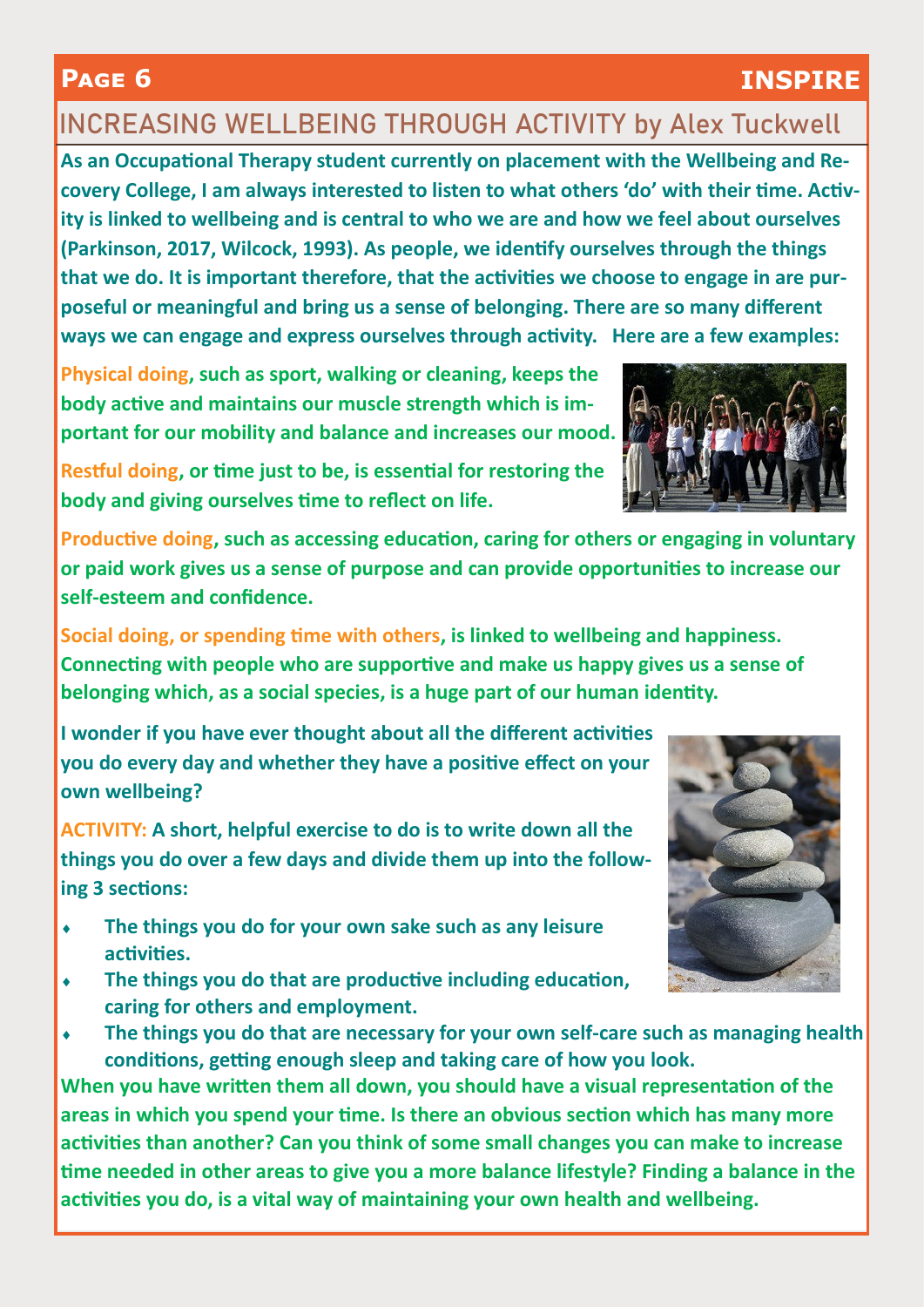# INCREASING WELLBEING THROUGH ACTIVITY by Alex Tuckwell

**As an Occupational Therapy student currently on placement with the Wellbeing and Recovery College, I am always interested to listen to what others 'do' with their time. Activity is linked to wellbeing and is central to who we are and how we feel about ourselves (Parkinson, 2017, Wilcock, 1993). As people, we identify ourselves through the things that we do. It is important therefore, that the activities we choose to engage in are purposeful or meaningful and bring us a sense of belonging. There are so many different ways we can engage and express ourselves through activity. Here are a few examples:**

**Physical doing, such as sport, walking or cleaning, keeps the body active and maintains our muscle strength which is important for our mobility and balance and increases our mood.**

**Restful doing, or time just to be, is essential for restoring the body and giving ourselves time to reflect on life.**

**Productive doing, such as accessing education, caring for others or engaging in voluntary or paid work gives us a sense of purpose and can provide opportunities to increase our self-esteem and confidence.**

**Social doing, or spending time with others, is linked to wellbeing and happiness. Connecting with people who are supportive and make us happy gives us a sense of belonging which, as a social species, is a huge part of our human identity.**

**I wonder if you have ever thought about all the different activities you do every day and whether they have a positive effect on your own wellbeing?**

**ACTIVITY: A short, helpful exercise to do is to write down all the things you do over a few days and divide them up into the following 3 sections:**

- **The things you do for your own sake such as any leisure activities.**
- **The things you do that are productive including education, caring for others and employment.**
- **The things you do that are necessary for your own self-care such as managing health conditions, getting enough sleep and taking care of how you look.**

**When you have written them all down, you should have a visual representation of the areas in which you spend your time. Is there an obvious section which has many more activities than another? Can you think of some small changes you can make to increase time needed in other areas to give you a more balance lifestyle? Finding a balance in the activities you do, is a vital way of maintaining your own health and wellbeing.**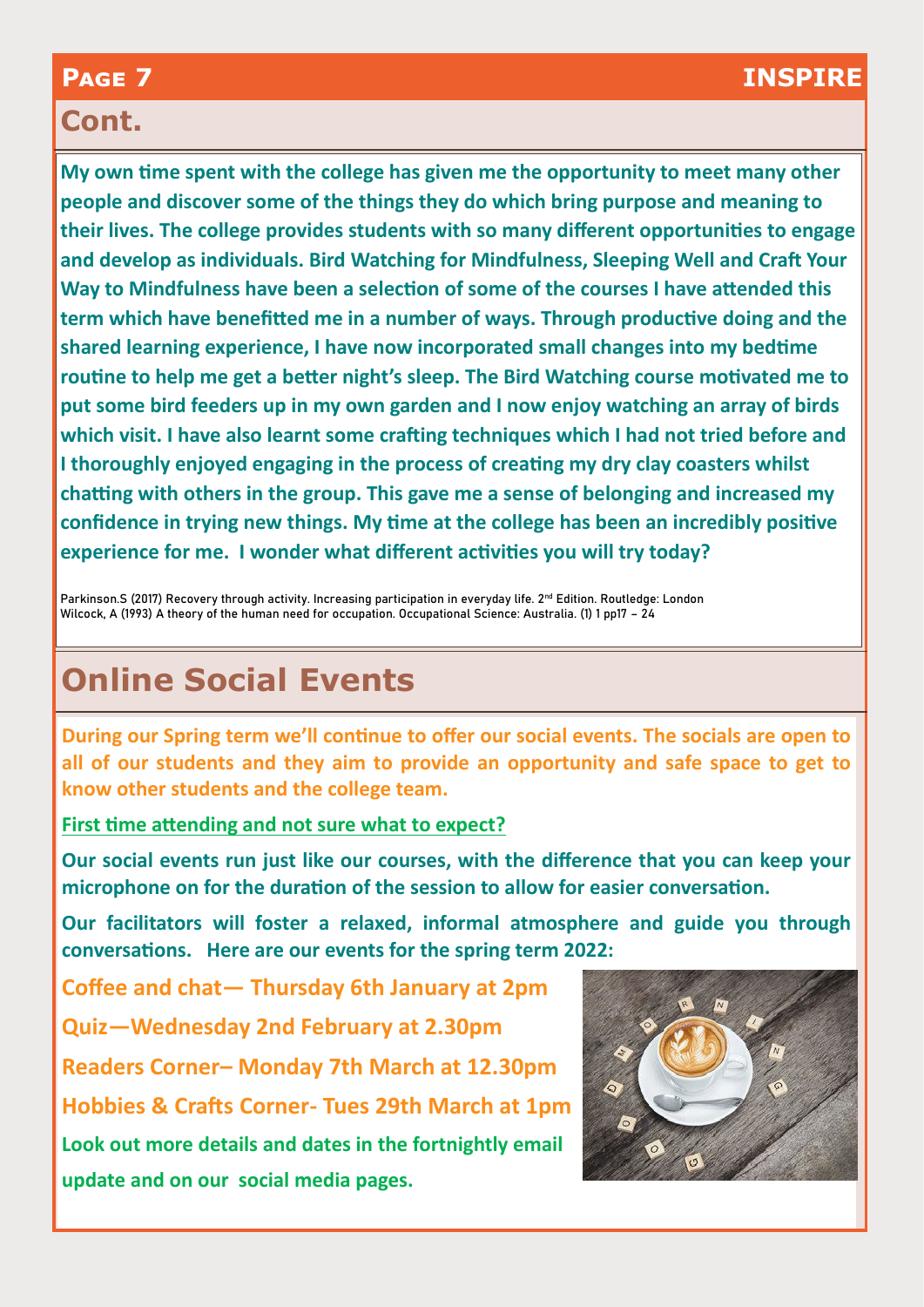## Cont.

**My own time spent with the college has given me the opportunity to meet many other people and discover some of the things they do which bring purpose and meaning to their lives. The college provides students with so many different opportunities to engage and develop as individuals. Bird Watching for Mindfulness, Sleeping Well and Craft Your Way to Mindfulness have been a selection of some of the courses I have attended this term which have benefitted me in a number of ways. Through productive doing and the shared learning experience, I have now incorporated small changes into my bedtime routine to help me get a better night's sleep. The Bird Watching course motivated me to put some bird feeders up in my own garden and I now enjoy watching an array of birds which visit. I have also learnt some crafting techniques which I had not tried before and I thoroughly enjoyed engaging in the process of creating my dry clay coasters whilst chatting with others in the group. This gave me a sense of belonging and increased my confidence in trying new things. My time at the college has been an incredibly positive experience for me. I wonder what different activities you will try today?**

Parkinson.S (2017) Recovery through activity. Increasing participation in everyday life. 2nd Edition. Routledge: London
Wilcock, A (1993) A theory of the human need for occupation. Occupational Science: Australia. (1) 1 pp17 – 24

## Online Social Events

**During our Spring term we'll continue to offer our social events. The socials are open to all of our students and they aim to provide an opportunity and safe space to get to know other students and the college team.**

**First time attending and not sure what to expect?**

**Our social events run just like our courses, with the difference that you can keep your microphone on for the duration of the session to allow for easier conversation.**

**Our facilitators will foster a relaxed, informal atmosphere and guide you through conversations. Here are our events for the spring term 2022:**

**Coffee and chat— Thursday 6th January at 2pm**

**Quiz—Wednesday 2nd February at 2.30pm**

**Readers Corner– Monday 7th March at 12.30pm**

**Hobbies & Crafts Corner- Tues 29th March at 1pm**

**Look out more details and dates in the fortnightly email update and on our social media pages.**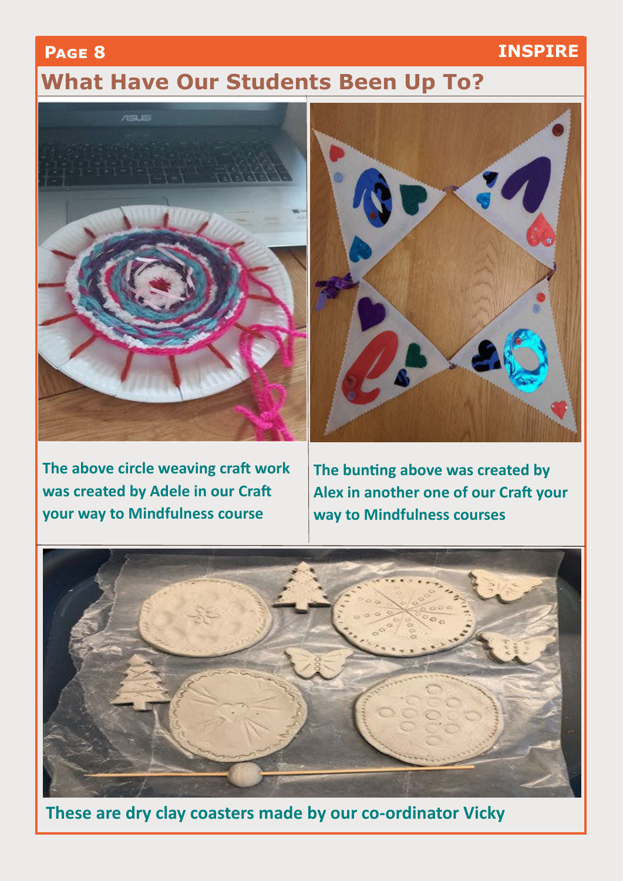## What Have Our Students Been Up To?

The above circle weaving craft work was created by Adele in our Craft your way to Mindfulness course

The bunting above was created by Alex in another one of our Craft your way to Mindfulness courses

These are dry clay coasters made by our co-ordinator Vicky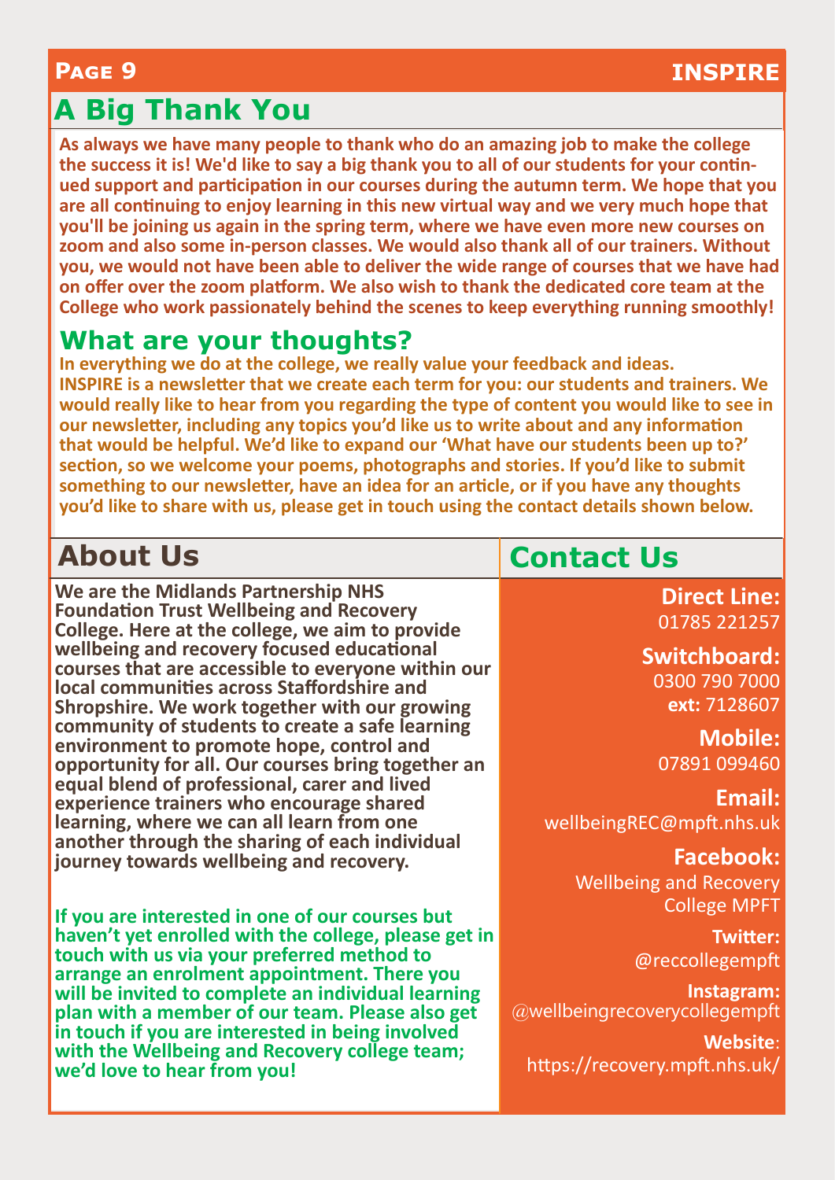## A Big Thank You

**As always we have many people to thank who do an amazing job to make the college the success it is! We'd like to say a big thank you to all of our students for your continued support and participation in our courses during the autumn term. We hope that you are all continuing to enjoy learning in this new virtual way and we very much hope that you'll be joining us again in the spring term, where we have even more new courses on zoom and also some in-person classes. We would also thank all of our trainers. Without you, we would not have been able to deliver the wide range of courses that we have had on offer over the zoom platform. We also wish to thank the dedicated core team at the College who work passionately behind the scenes to keep everything running smoothly!**

## What are your thoughts?

**In everything we do at the college, we really value your feedback and ideas. INSPIRE is a newsletter that we create each term for you: our students and trainers. We would really like to hear from you regarding the type of content you would like to see in our newsletter, including any topics you'd like us to write about and any information that would be helpful. We'd like to expand our 'What have our students been up to?' section, so we welcome your poems, photographs and stories. If you'd like to submit something to our newsletter, have an idea for an article, or if you have any thoughts you'd like to share with us, please get in touch using the contact details shown below.**

## About Us

**We are the Midlands Partnership NHS Foundation Trust Wellbeing and Recovery College. Here at the college, we aim to provide wellbeing and recovery focused educational courses that are accessible to everyone within our local communities across Staffordshire and Shropshire. We work together with our growing community of students to create a safe learning environment to promote hope, control and opportunity for all. Our courses bring together an equal blend of professional, carer and lived experience trainers who encourage shared learning, where we can all learn from one another through the sharing of each individual journey towards wellbeing and recovery.**

**If you are interested in one of our courses but haven't yet enrolled with the college, please get in touch with us via your preferred method to arrange an enrolment appointment. There you will be invited to complete an individual learning plan with a member of our team. Please also get in touch if you are interested in being involved with the Wellbeing and Recovery college team; we'd love to hear from you!**

## Contact Us

**Direct Line:**
01785 221257

**Switchboard:**
0300 790 7000
**ext:** 7128607

**Mobile:**
07891 099460

**Email:**
wellbeingREC@mpft.nhs.uk

**Facebook:**
Wellbeing and Recovery College MPFT

**Twitter:**
@reccollegempft

**Instagram:**
@wellbeingrecoverycollegempft

**Website**:
https://recovery.mpft.nhs.uk/